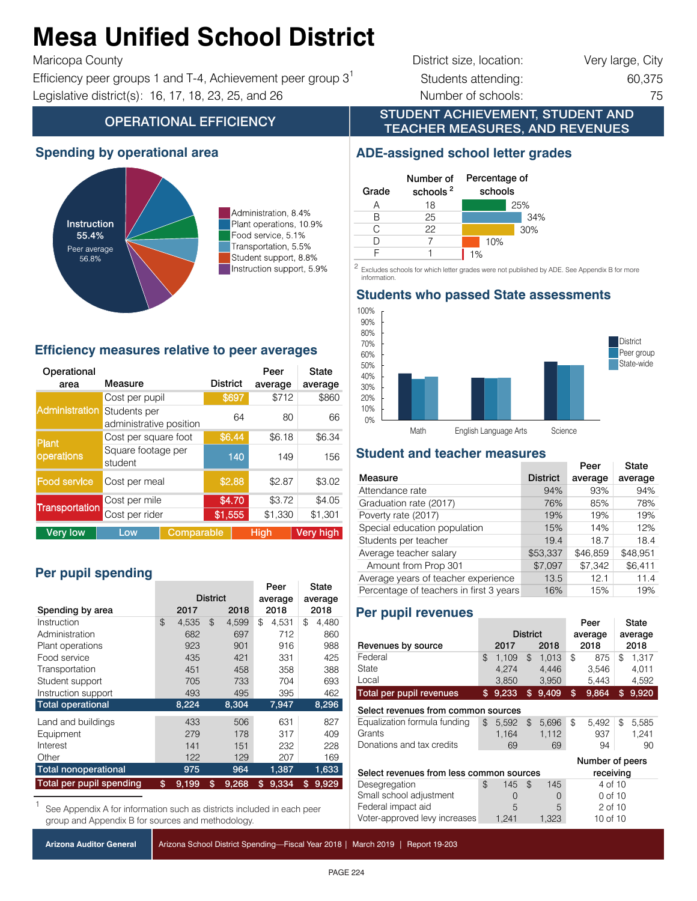# Mesa Unified School District

Maricopa County

Efficiency peer groups 1 and T-4, Achievement peer group 3[1]

Legislative district(s): 16, 17, 18, 23, 25, and 26

| | |
|---|---|
| District size, location: | Very large, City |
| Students attending: | 60,375 |
| Number of schools: | 75 |

## OPERATIONAL EFFICIENCY

### Spending by operational area

- Instruction 55.4% (Peer average 56.8%)
- Administration, 8.4%
- Plant operations, 10.9%
- Food service, 5.1%
- Transportation, 5.5%
- Student support, 8.8%
- Instruction support, 5.9%

### Efficiency measures relative to peer averages

| Operational area | Measure | District | Peer average | State average |
|---|---|---|---|---|
| Administration | Cost per pupil | $697 | $712 | $860 |
| | Students per administrative position | 64 | 80 | 66 |
| Plant operations | Cost per square foot | $6.44 | $6.18 | $6.34 |
| | Square footage per student | 140 | 149 | 156 |
| Food service | Cost per meal | $2.88 | $2.87 | $3.02 |
| Transportation | Cost per mile | $4.70 | $3.72 | $4.05 |
| | Cost per rider | $1,555 | $1,330 | $1,301 |

Very low | Low | Comparable | High | Very high

### Per pupil spending

| Spending by area | District 2017 | District 2018 | Peer average 2018 | State average 2018 |
|---|---|---|---|---|
| Instruction | $ 4,535 | $ 4,599 | $ 4,531 | $ 4,480 |
| Administration | 682 | 697 | 712 | 860 |
| Plant operations | 923 | 901 | 916 | 988 |
| Food service | 435 | 421 | 331 | 425 |
| Transportation | 451 | 458 | 358 | 388 |
| Student support | 705 | 733 | 704 | 693 |
| Instruction support | 493 | 495 | 395 | 462 |
| **Total operational** | **8,224** | **8,304** | **7,947** | **8,296** |
| Land and buildings | 433 | 506 | 631 | 827 |
| Equipment | 279 | 178 | 317 | 409 |
| Interest | 141 | 151 | 232 | 228 |
| Other | 122 | 129 | 207 | 169 |
| **Total nonoperational** | **975** | **964** | **1,387** | **1,633** |
| **Total per pupil spending** | **$ 9,199** | **$ 9,268** | **$ 9,334** | **$ 9,929** |

[1] See Appendix A for information such as districts included in each peer group and Appendix B for sources and methodology.

## STUDENT ACHIEVEMENT, STUDENT AND TEACHER MEASURES, AND REVENUES

### ADE-assigned school letter grades

| Grade | Number of schools[2] | Percentage of schools |
|---|---|---|
| A | 18 | 25% |
| B | 25 | 34% |
| C | 22 | 30% |
| D | 7 | 10% |
| F | 1 | 1% |

[2] Excludes schools for which letter grades were not published by ADE. See Appendix B for more information.

### Students who passed State assessments

Bar chart comparing District, Peer group, and State-wide for Math, English Language Arts, and Science (0%–100% scale).

### Student and teacher measures

| Measure | District | Peer average | State average |
|---|---|---|---|
| Attendance rate | 94% | 93% | 94% |
| Graduation rate (2017) | 76% | 85% | 78% |
| Poverty rate (2017) | 19% | 19% | 19% |
| Special education population | 15% | 14% | 12% |
| Students per teacher | 19.4 | 18.7 | 18.4 |
| Average teacher salary | $53,337 | $46,859 | $48,951 |
| Amount from Prop 301 | $7,097 | $7,342 | $6,411 |
| Average years of teacher experience | 13.5 | 12.1 | 11.4 |
| Percentage of teachers in first 3 years | 16% | 15% | 19% |

### Per pupil revenues

| Revenues by source | District 2017 | District 2018 | Peer average 2018 | State average 2018 |
|---|---|---|---|---|
| Federal | $ 1,109 | $ 1,013 | $ 875 | $ 1,317 |
| State | 4,274 | 4,446 | 3,546 | 4,011 |
| Local | 3,850 | 3,950 | 5,443 | 4,592 |
| **Total per pupil revenues** | **$ 9,233** | **$ 9,409** | **$ 9,864** | **$ 9,920** |
| **Select revenues from common sources** | | | | |
| Equalization formula funding | $ 5,592 | $ 5,696 | $ 5,492 | $ 5,585 |
| Grants | 1,164 | 1,112 | 937 | 1,241 |
| Donations and tax credits | 69 | 69 | 94 | 90 |

| Select revenues from less common sources | District 2017 | District 2018 | Number of peers receiving |
|---|---|---|---|
| Desegregation | $ 145 | $ 145 | 4 of 10 |
| Small school adjustment | 0 | 0 | 0 of 10 |
| Federal impact aid | 5 | 5 | 2 of 10 |
| Voter-approved levy increases | 1,241 | 1,323 | 10 of 10 |

Arizona Auditor General | Arizona School District Spending—Fiscal Year 2018 | March 2019 | Report 19-203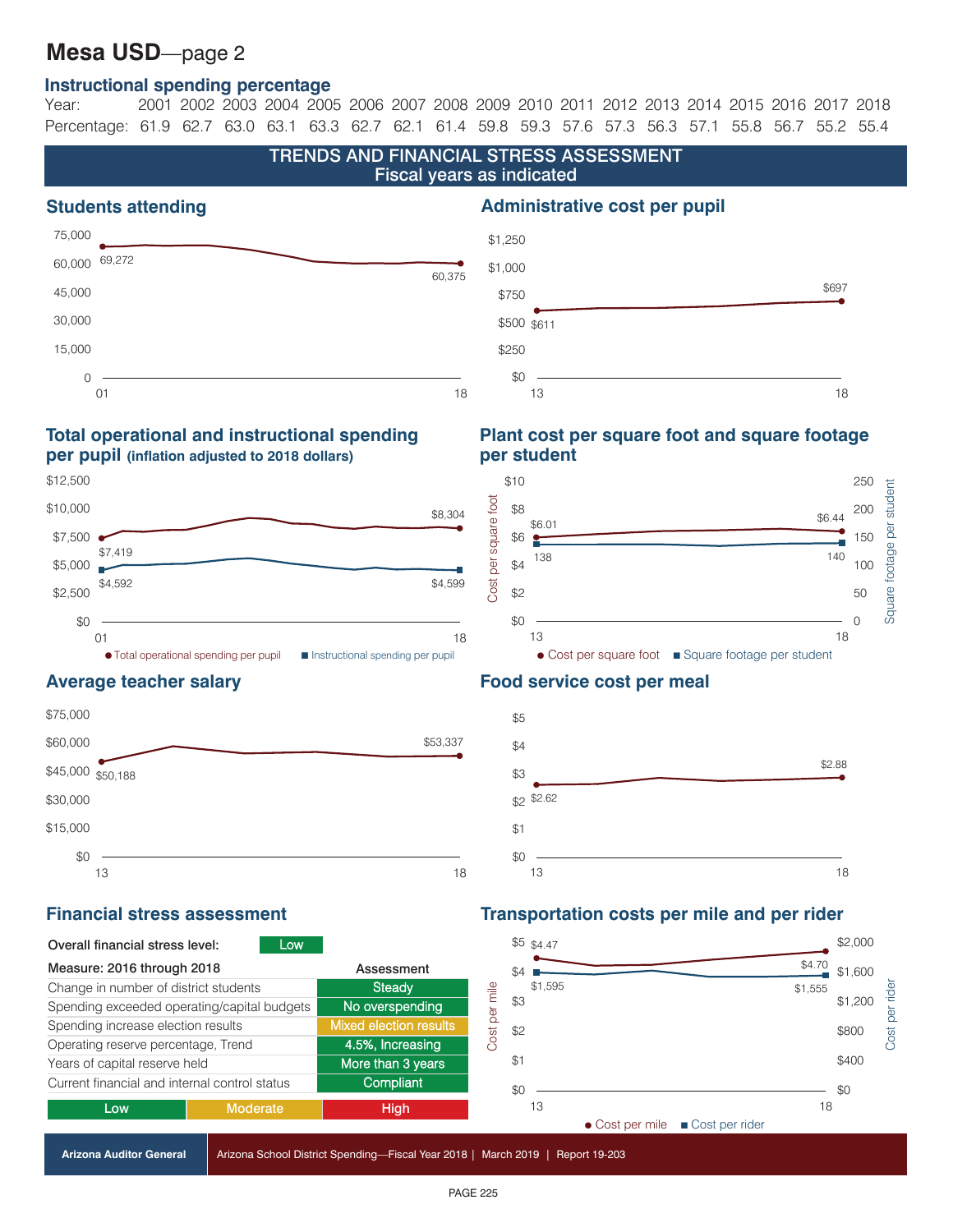# Mesa USD—page 2

## Instructional spending percentage

| Year: | 2001 | 2002 | 2003 | 2004 | 2005 | 2006 | 2007 | 2008 | 2009 | 2010 | 2011 | 2012 | 2013 | 2014 | 2015 | 2016 | 2017 | 2018 |
|---|---|---|---|---|---|---|---|---|---|---|---|---|---|---|---|---|---|---|
| Percentage: | 61.9 | 62.7 | 63.0 | 63.1 | 63.3 | 62.7 | 62.1 | 61.4 | 59.8 | 59.3 | 57.6 | 57.3 | 56.3 | 57.1 | 55.8 | 56.7 | 55.2 | 55.4 |

## TRENDS AND FINANCIAL STRESS ASSESSMENT
Fiscal years as indicated

### Students attending

75,000
60,000
45,000
30,000
15,000
0
01
18
69,272
60,375

### Administrative cost per pupil

$1,250
$1,000
$750
$500
$250
$0
13
18
$611
$697

### Total operational and instructional spending per pupil (inflation adjusted to 2018 dollars)

$12,500
$10,000
$7,500
$5,000
$2,500
$0
01
18
$7,419
$8,304
$4,592
$4,599
Total operational spending per pupil
Instructional spending per pupil

### Plant cost per square foot and square footage per student

Cost per square foot
$10
$8
$6
$4
$2
$0
Square footage per student
250
200
150
100
50
0
13
18
$6.01
$6.44
138
140
Cost per square foot
Square footage per student

### Average teacher salary

$75,000
$60,000
$45,000
$30,000
$15,000
$0
13
18
$50,188
$53,337

### Food service cost per meal

$5
$4
$3
$2
$1
$0
13
18
$2.62
$2.88

### Financial stress assessment

**Overall financial stress level:** Low

| Measure: 2016 through 2018 | Assessment |
|---|---|
| Change in number of district students | Steady |
| Spending exceeded operating/capital budgets | No overspending |
| Spending increase election results | Mixed election results |
| Operating reserve percentage, Trend | 4.5%, Increasing |
| Years of capital reserve held | More than 3 years |
| Current financial and internal control status | Compliant |

Low | Moderate | High

### Transportation costs per mile and per rider

Cost per mile
$5
$4
$3
$2
$1
$0
Cost per rider
$2,000
$1,600
$1,200
$800
$400
$0
13
18
$4.47
$4.70
$1,595
$1,555
Cost per mile
Cost per rider